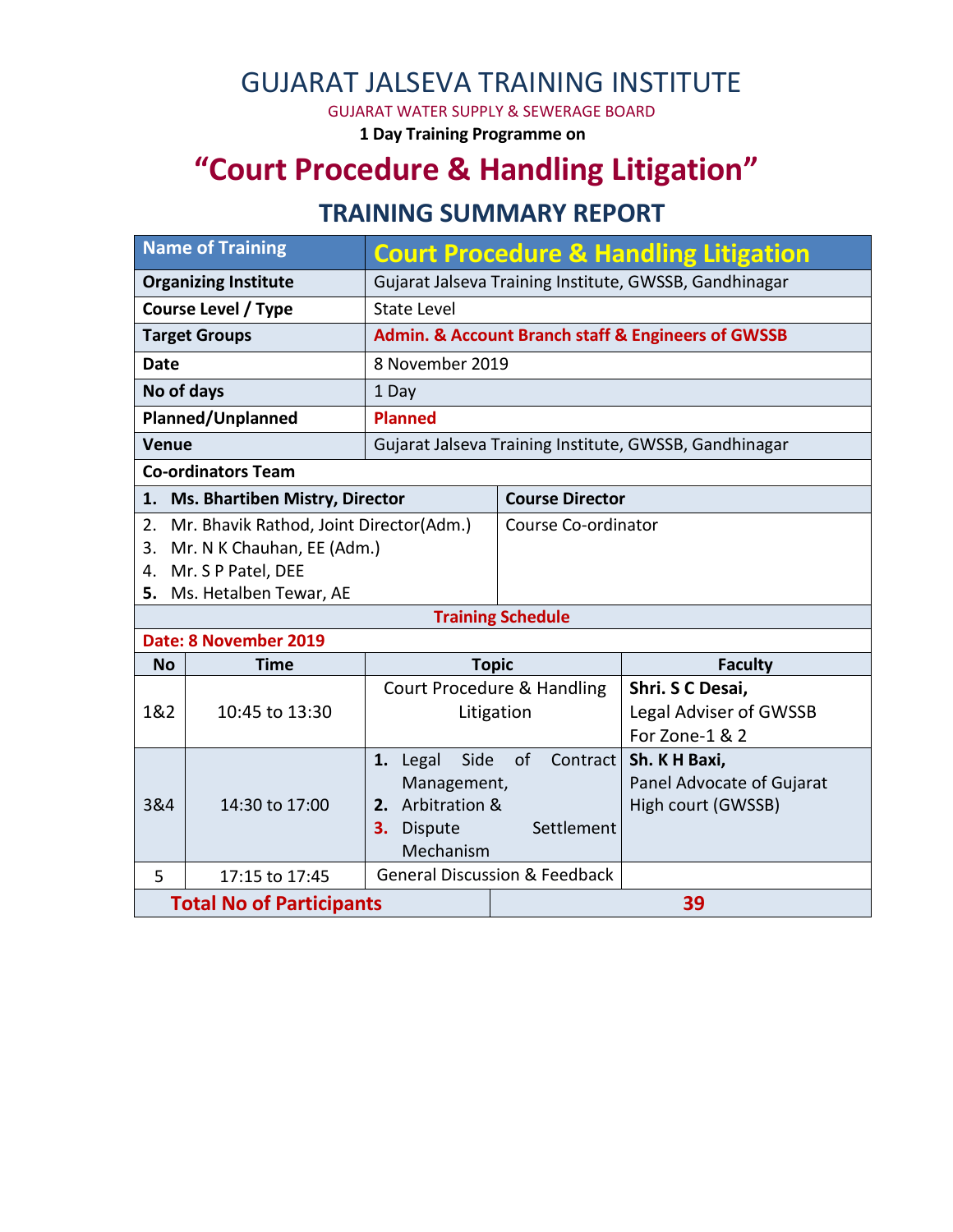# GUJARAT JALSEVA TRAINING INSTITUTE

GUJARAT WATER SUPPLY & SEWERAGE BOARD

**1 Day Training Programme on**

# "Court Procedure & Handling Litigation"

## TRAINING SUMMARY REPORT

| Name of Training | Court Procedure & Handling Litigation |
|---|---|
| **Organizing Institute** | Gujarat Jalseva Training Institute, GWSSB, Gandhinagar |
| **Course Level / Type** | State Level |
| **Target Groups** | **Admin. & Account Branch staff & Engineers of GWSSB** |
| **Date** | 8 November 2019 |
| **No of days** | 1 Day |
| **Planned/Unplanned** | **Planned** |
| **Venue** | Gujarat Jalseva Training Institute, GWSSB, Gandhinagar |

**Co-ordinators Team**

| Name | Role |
|---|---|
| **1. Ms. Bhartiben Mistry, Director** | **Course Director** |
| 2. Mr. Bhavik Rathod, Joint Director(Adm.)<br>3. Mr. N K Chauhan, EE (Adm.)<br>4. Mr. S P Patel, DEE<br>5. Ms. Hetalben Tewar, AE | Course Co-ordinator |

**Training Schedule**

**Date: 8 November 2019**

| No | Time | Topic | Faculty |
|---|---|---|---|
| 1&2 | 10:45 to 13:30 | Court Procedure & Handling Litigation | **Shri. S C Desai,** Legal Adviser of GWSSB For Zone-1 & 2 |
| 3&4 | 14:30 to 17:00 | **1.** Legal Side of Contract Management, **2.** Arbitration & **3.** Dispute Settlement Mechanism | **Sh. K H Baxi,** Panel Advocate of Gujarat High court (GWSSB) |
| 5 | 17:15 to 17:45 | General Discussion & Feedback | |

| **Total No of Participants** | **39** |
|---|---|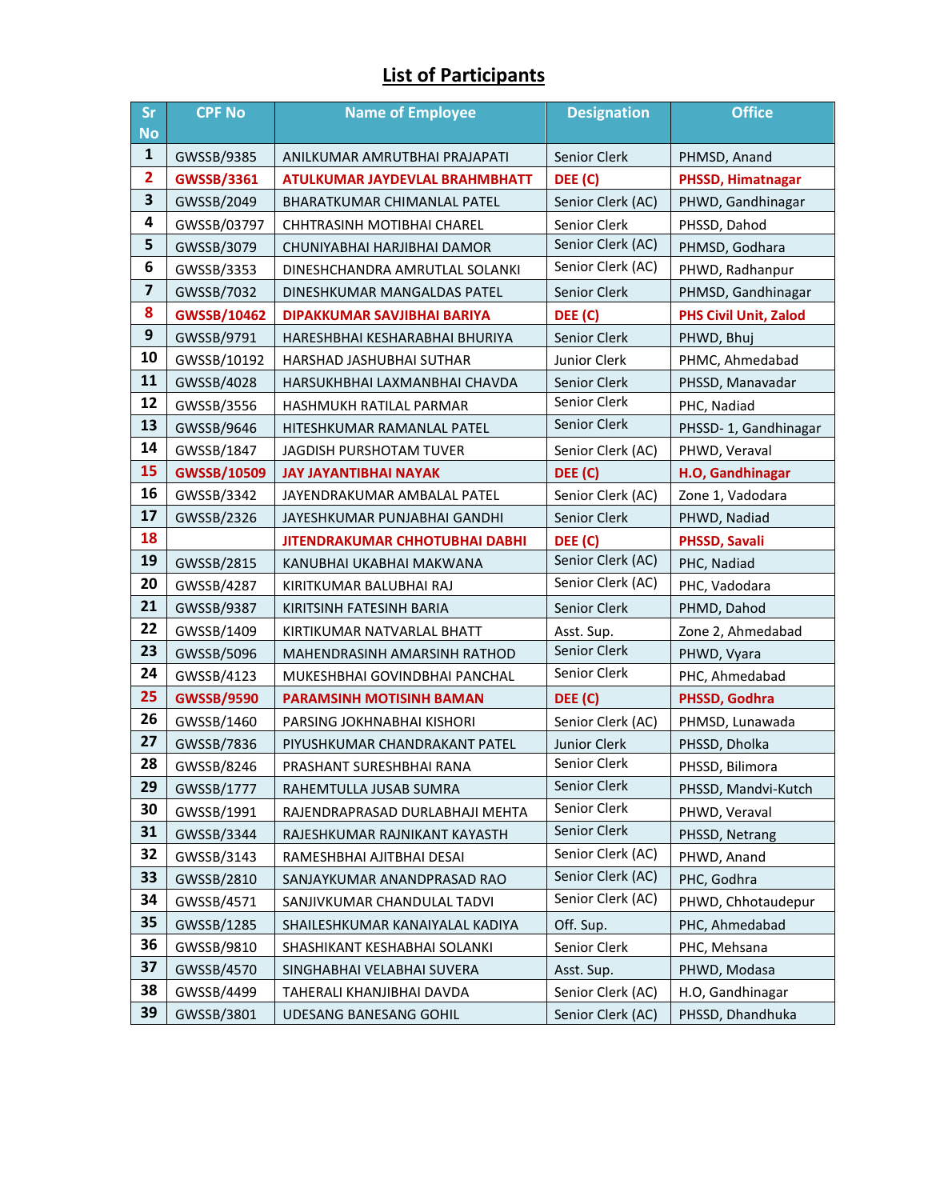# List of Participants

| Sr No | CPF No | Name of Employee | Designation | Office |
|---|---|---|---|---|
| 1 | GWSSB/9385 | ANILKUMAR AMRUTBHAI PRAJAPATI | Senior Clerk | PHMSD, Anand |
| 2 | GWSSB/3361 | ATULKUMAR JAYDEVLAL BRAHMBHATT | DEE (C) | PHSSD, Himatnagar |
| 3 | GWSSB/2049 | BHARATKUMAR CHIMANLAL PATEL | Senior Clerk (AC) | PHWD, Gandhinagar |
| 4 | GWSSB/03797 | CHHTRASINH MOTIBHAI CHAREL | Senior Clerk | PHSSD, Dahod |
| 5 | GWSSB/3079 | CHUNIYABHAI HARJIBHAI DAMOR | Senior Clerk (AC) | PHMSD, Godhara |
| 6 | GWSSB/3353 | DINESHCHANDRA AMRUTLAL SOLANKI | Senior Clerk (AC) | PHWD, Radhanpur |
| 7 | GWSSB/7032 | DINESHKUMAR MANGALDAS PATEL | Senior Clerk | PHMSD, Gandhinagar |
| 8 | GWSSB/10462 | DIPAKKUMAR SAVJIBHAI BARIYA | DEE (C) | PHS Civil Unit, Zalod |
| 9 | GWSSB/9791 | HARESHBHAI KESHARABHAI BHURIYA | Senior Clerk | PHWD, Bhuj |
| 10 | GWSSB/10192 | HARSHAD JASHUBHAI SUTHAR | Junior Clerk | PHMC, Ahmedabad |
| 11 | GWSSB/4028 | HARSUKHBHAI LAXMANBHAI CHAVDA | Senior Clerk | PHSSD, Manavadar |
| 12 | GWSSB/3556 | HASHMUKH RATILAL PARMAR | Senior Clerk | PHC, Nadiad |
| 13 | GWSSB/9646 | HITESHKUMAR RAMANLAL PATEL | Senior Clerk | PHSSD- 1, Gandhinagar |
| 14 | GWSSB/1847 | JAGDISH PURSHOTAM TUVER | Senior Clerk (AC) | PHWD, Veraval |
| 15 | GWSSB/10509 | JAY JAYANTIBHAI NAYAK | DEE (C) | H.O, Gandhinagar |
| 16 | GWSSB/3342 | JAYENDRAKUMAR AMBALAL PATEL | Senior Clerk (AC) | Zone 1, Vadodara |
| 17 | GWSSB/2326 | JAYESHKUMAR PUNJABHAI GANDHI | Senior Clerk | PHWD, Nadiad |
| 18 | | JITENDRAKUMAR CHHOTUBHAI DABHI | DEE (C) | PHSSD, Savali |
| 19 | GWSSB/2815 | KANUBHAI UKABHAI MAKWANA | Senior Clerk (AC) | PHC, Nadiad |
| 20 | GWSSB/4287 | KIRITKUMAR BALUBHAI RAJ | Senior Clerk (AC) | PHC, Vadodara |
| 21 | GWSSB/9387 | KIRITSINH FATESINH BARIA | Senior Clerk | PHMD, Dahod |
| 22 | GWSSB/1409 | KIRTIKUMAR NATVARLAL BHATT | Asst. Sup. | Zone 2, Ahmedabad |
| 23 | GWSSB/5096 | MAHENDRASINH AMARSINH RATHOD | Senior Clerk | PHWD, Vyara |
| 24 | GWSSB/4123 | MUKESHBHAI GOVINDBHAI PANCHAL | Senior Clerk | PHC, Ahmedabad |
| 25 | GWSSB/9590 | PARAMSINH MOTISINH BAMAN | DEE (C) | PHSSD, Godhra |
| 26 | GWSSB/1460 | PARSING JOKHNABHAI KISHORI | Senior Clerk (AC) | PHMSD, Lunawada |
| 27 | GWSSB/7836 | PIYUSHKUMAR CHANDRAKANT PATEL | Junior Clerk | PHSSD, Dholka |
| 28 | GWSSB/8246 | PRASHANT SURESHBHAI RANA | Senior Clerk | PHSSD, Bilimora |
| 29 | GWSSB/1777 | RAHEMTULLA JUSAB SUMRA | Senior Clerk | PHSSD, Mandvi-Kutch |
| 30 | GWSSB/1991 | RAJENDRAPRASAD DURLABHAJI MEHTA | Senior Clerk | PHWD, Veraval |
| 31 | GWSSB/3344 | RAJESHKUMAR RAJNIKANT KAYASTH | Senior Clerk | PHSSD, Netrang |
| 32 | GWSSB/3143 | RAMESHBHAI AJITBHAI DESAI | Senior Clerk (AC) | PHWD, Anand |
| 33 | GWSSB/2810 | SANJAYKUMAR ANANDPRASAD RAO | Senior Clerk (AC) | PHC, Godhra |
| 34 | GWSSB/4571 | SANJIVKUMAR CHANDULAL TADVI | Senior Clerk (AC) | PHWD, Chhotaudepur |
| 35 | GWSSB/1285 | SHAILESHKUMAR KANAIYALAL KADIYA | Off. Sup. | PHC, Ahmedabad |
| 36 | GWSSB/9810 | SHASHIKANT KESHABHAI SOLANKI | Senior Clerk | PHC, Mehsana |
| 37 | GWSSB/4570 | SINGHABHAI VELABHAI SUVERA | Asst. Sup. | PHWD, Modasa |
| 38 | GWSSB/4499 | TAHERALI KHANJIBHAI DAVDA | Senior Clerk (AC) | H.O, Gandhinagar |
| 39 | GWSSB/3801 | UDESANG BANESANG GOHIL | Senior Clerk (AC) | PHSSD, Dhandhuka |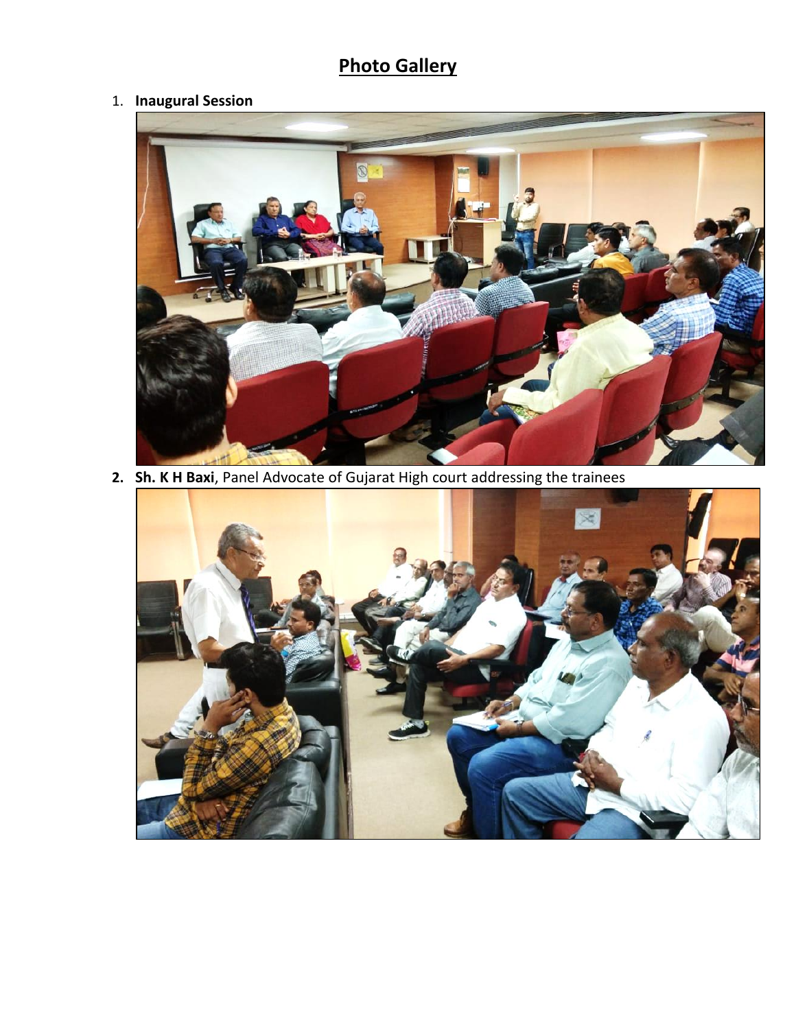## Photo Gallery

1. **Inaugural Session**

2. **Sh. K H Baxi**, Panel Advocate of Gujarat High court addressing the trainees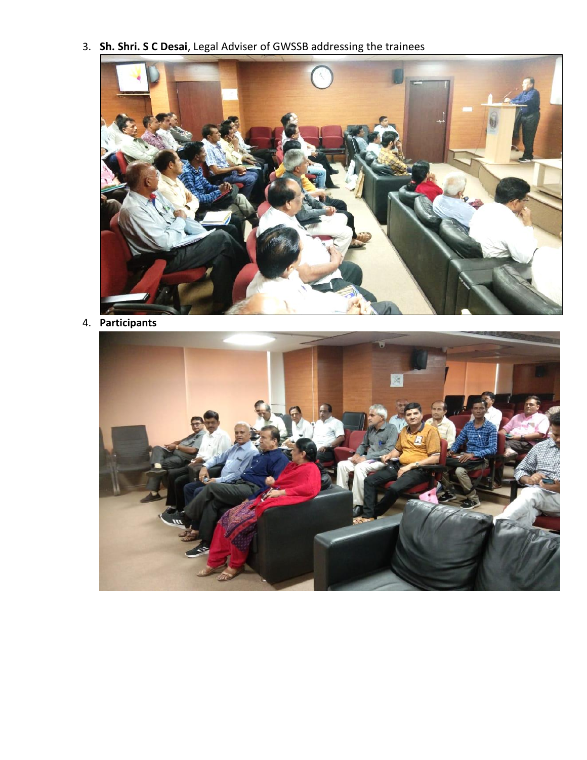3. **Sh. Shri. S C Desai**, Legal Adviser of GWSSB addressing the trainees

4. **Participants**